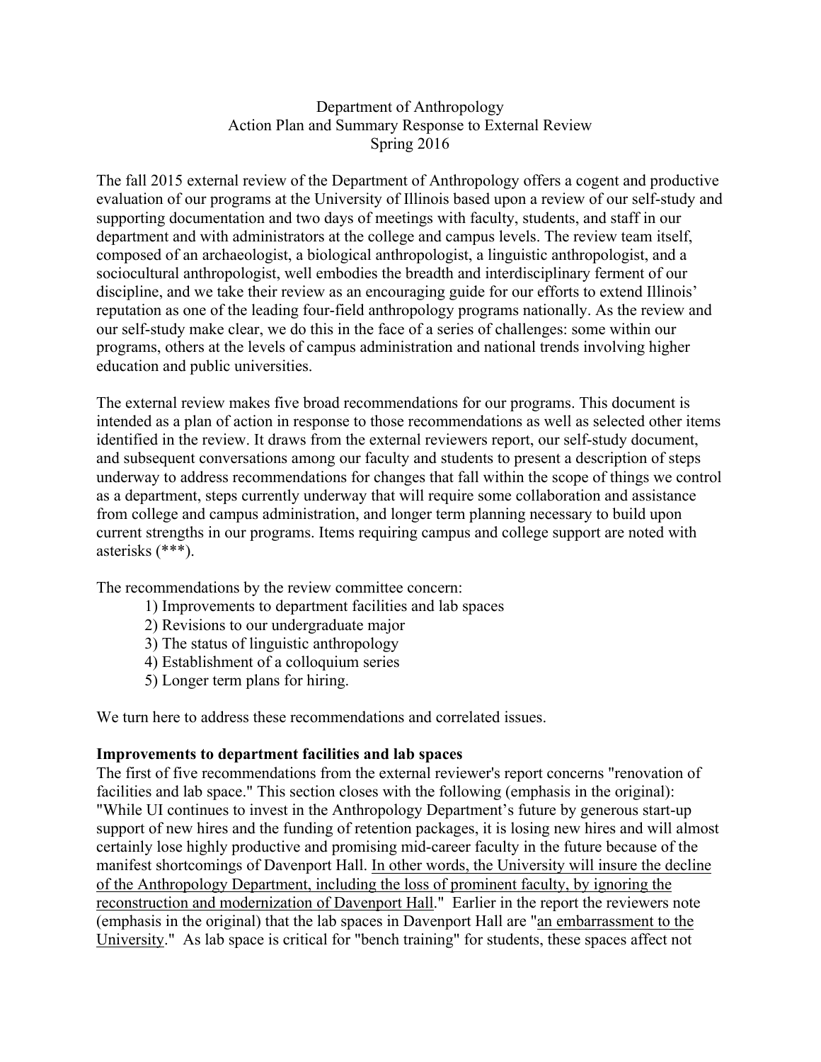Department of Anthropology
Action Plan and Summary Response to External Review
Spring 2016

The fall 2015 external review of the Department of Anthropology offers a cogent and productive evaluation of our programs at the University of Illinois based upon a review of our self-study and supporting documentation and two days of meetings with faculty, students, and staff in our department and with administrators at the college and campus levels. The review team itself, composed of an archaeologist, a biological anthropologist, a linguistic anthropologist, and a sociocultural anthropologist, well embodies the breadth and interdisciplinary ferment of our discipline, and we take their review as an encouraging guide for our efforts to extend Illinois' reputation as one of the leading four-field anthropology programs nationally. As the review and our self-study make clear, we do this in the face of a series of challenges: some within our programs, others at the levels of campus administration and national trends involving higher education and public universities.

The external review makes five broad recommendations for our programs. This document is intended as a plan of action in response to those recommendations as well as selected other items identified in the review. It draws from the external reviewers report, our self-study document, and subsequent conversations among our faculty and students to present a description of steps underway to address recommendations for changes that fall within the scope of things we control as a department, steps currently underway that will require some collaboration and assistance from college and campus administration, and longer term planning necessary to build upon current strengths in our programs. Items requiring campus and college support are noted with asterisks (***).

The recommendations by the review committee concern:

1) Improvements to department facilities and lab spaces
2) Revisions to our undergraduate major
3) The status of linguistic anthropology
4) Establishment of a colloquium series
5) Longer term plans for hiring.

We turn here to address these recommendations and correlated issues.

**Improvements to department facilities and lab spaces**

The first of five recommendations from the external reviewer's report concerns "renovation of facilities and lab space." This section closes with the following (emphasis in the original): "While UI continues to invest in the Anthropology Department's future by generous start-up support of new hires and the funding of retention packages, it is losing new hires and will almost certainly lose highly productive and promising mid-career faculty in the future because of the manifest shortcomings of Davenport Hall. <u>In other words, the University will insure the decline of the Anthropology Department, including the loss of prominent faculty, by ignoring the reconstruction and modernization of Davenport Hall</u>." Earlier in the report the reviewers note (emphasis in the original) that the lab spaces in Davenport Hall are "<u>an embarrassment to the University</u>." As lab space is critical for "bench training" for students, these spaces affect not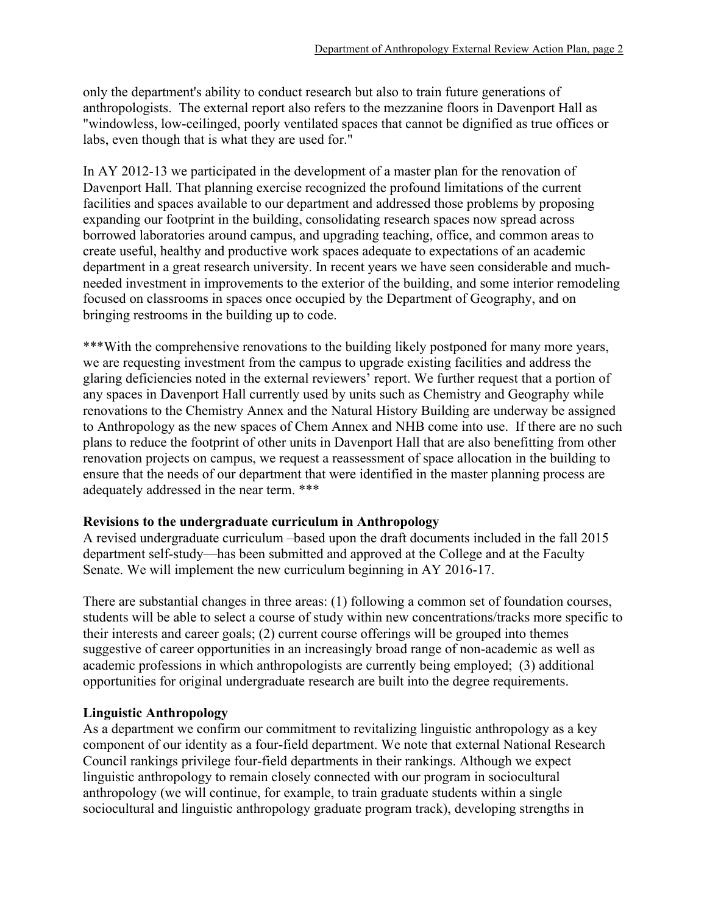only the department's ability to conduct research but also to train future generations of anthropologists. The external report also refers to the mezzanine floors in Davenport Hall as "windowless, low-ceilinged, poorly ventilated spaces that cannot be dignified as true offices or labs, even though that is what they are used for."

In AY 2012-13 we participated in the development of a master plan for the renovation of Davenport Hall. That planning exercise recognized the profound limitations of the current facilities and spaces available to our department and addressed those problems by proposing expanding our footprint in the building, consolidating research spaces now spread across borrowed laboratories around campus, and upgrading teaching, office, and common areas to create useful, healthy and productive work spaces adequate to expectations of an academic department in a great research university. In recent years we have seen considerable and much-needed investment in improvements to the exterior of the building, and some interior remodeling focused on classrooms in spaces once occupied by the Department of Geography, and on bringing restrooms in the building up to code.

***With the comprehensive renovations to the building likely postponed for many more years, we are requesting investment from the campus to upgrade existing facilities and address the glaring deficiencies noted in the external reviewers' report. We further request that a portion of any spaces in Davenport Hall currently used by units such as Chemistry and Geography while renovations to the Chemistry Annex and the Natural History Building are underway be assigned to Anthropology as the new spaces of Chem Annex and NHB come into use. If there are no such plans to reduce the footprint of other units in Davenport Hall that are also benefitting from other renovation projects on campus, we request a reassessment of space allocation in the building to ensure that the needs of our department that were identified in the master planning process are adequately addressed in the near term. ***

**Revisions to the undergraduate curriculum in Anthropology**

A revised undergraduate curriculum –based upon the draft documents included in the fall 2015 department self-study—has been submitted and approved at the College and at the Faculty Senate. We will implement the new curriculum beginning in AY 2016-17.

There are substantial changes in three areas: (1) following a common set of foundation courses, students will be able to select a course of study within new concentrations/tracks more specific to their interests and career goals; (2) current course offerings will be grouped into themes suggestive of career opportunities in an increasingly broad range of non-academic as well as academic professions in which anthropologists are currently being employed; (3) additional opportunities for original undergraduate research are built into the degree requirements.

**Linguistic Anthropology**

As a department we confirm our commitment to revitalizing linguistic anthropology as a key component of our identity as a four-field department. We note that external National Research Council rankings privilege four-field departments in their rankings. Although we expect linguistic anthropology to remain closely connected with our program in sociocultural anthropology (we will continue, for example, to train graduate students within a single sociocultural and linguistic anthropology graduate program track), developing strengths in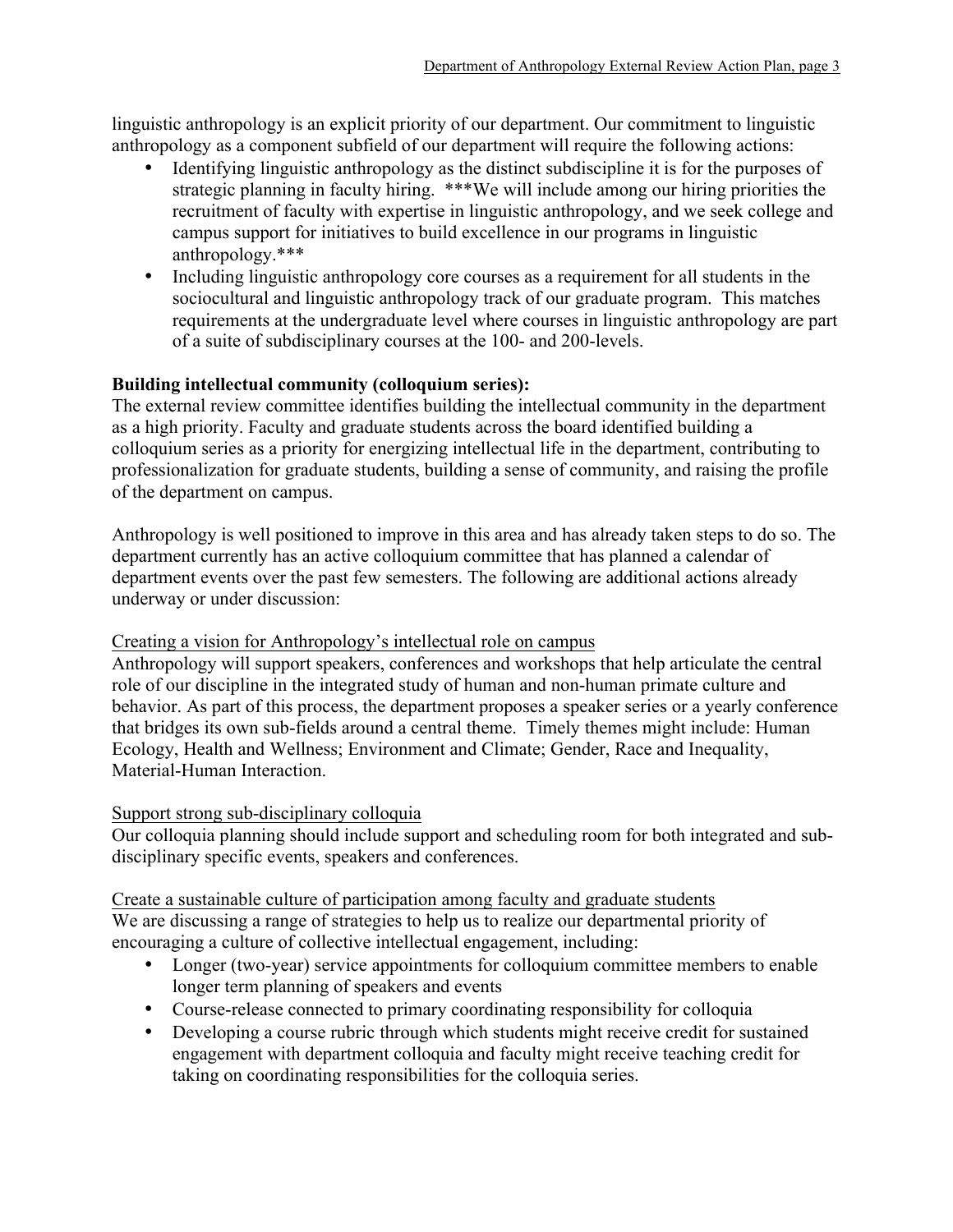linguistic anthropology is an explicit priority of our department. Our commitment to linguistic anthropology as a component subfield of our department will require the following actions:

- Identifying linguistic anthropology as the distinct subdiscipline it is for the purposes of strategic planning in faculty hiring. ***We will include among our hiring priorities the recruitment of faculty with expertise in linguistic anthropology, and we seek college and campus support for initiatives to build excellence in our programs in linguistic anthropology.***
- Including linguistic anthropology core courses as a requirement for all students in the sociocultural and linguistic anthropology track of our graduate program. This matches requirements at the undergraduate level where courses in linguistic anthropology are part of a suite of subdisciplinary courses at the 100- and 200-levels.

**Building intellectual community (colloquium series):**

The external review committee identifies building the intellectual community in the department as a high priority. Faculty and graduate students across the board identified building a colloquium series as a priority for energizing intellectual life in the department, contributing to professionalization for graduate students, building a sense of community, and raising the profile of the department on campus.

Anthropology is well positioned to improve in this area and has already taken steps to do so. The department currently has an active colloquium committee that has planned a calendar of department events over the past few semesters. The following are additional actions already underway or under discussion:

<u>Creating a vision for Anthropology's intellectual role on campus</u>

Anthropology will support speakers, conferences and workshops that help articulate the central role of our discipline in the integrated study of human and non-human primate culture and behavior. As part of this process, the department proposes a speaker series or a yearly conference that bridges its own sub-fields around a central theme. Timely themes might include: Human Ecology, Health and Wellness; Environment and Climate; Gender, Race and Inequality, Material-Human Interaction.

<u>Support strong sub-disciplinary colloquia</u>

Our colloquia planning should include support and scheduling room for both integrated and sub-disciplinary specific events, speakers and conferences.

<u>Create a sustainable culture of participation among faculty and graduate students</u>

We are discussing a range of strategies to help us to realize our departmental priority of encouraging a culture of collective intellectual engagement, including:

- Longer (two-year) service appointments for colloquium committee members to enable longer term planning of speakers and events
- Course-release connected to primary coordinating responsibility for colloquia
- Developing a course rubric through which students might receive credit for sustained engagement with department colloquia and faculty might receive teaching credit for taking on coordinating responsibilities for the colloquia series.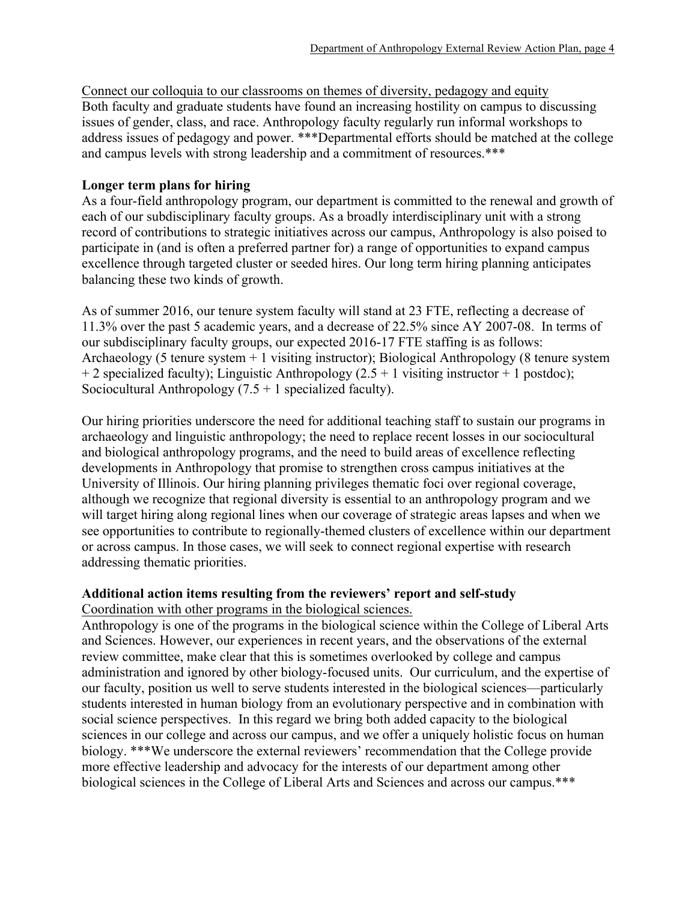Connect our colloquia to our classrooms on themes of diversity, pedagogy and equity

Both faculty and graduate students have found an increasing hostility on campus to discussing issues of gender, class, and race. Anthropology faculty regularly run informal workshops to address issues of pedagogy and power. ***Departmental efforts should be matched at the college and campus levels with strong leadership and a commitment of resources.***

**Longer term plans for hiring**

As a four-field anthropology program, our department is committed to the renewal and growth of each of our subdisciplinary faculty groups. As a broadly interdisciplinary unit with a strong record of contributions to strategic initiatives across our campus, Anthropology is also poised to participate in (and is often a preferred partner for) a range of opportunities to expand campus excellence through targeted cluster or seeded hires. Our long term hiring planning anticipates balancing these two kinds of growth.

As of summer 2016, our tenure system faculty will stand at 23 FTE, reflecting a decrease of 11.3% over the past 5 academic years, and a decrease of 22.5% since AY 2007-08. In terms of our subdisciplinary faculty groups, our expected 2016-17 FTE staffing is as follows: Archaeology (5 tenure system + 1 visiting instructor); Biological Anthropology (8 tenure system + 2 specialized faculty); Linguistic Anthropology (2.5 + 1 visiting instructor + 1 postdoc); Sociocultural Anthropology (7.5 + 1 specialized faculty).

Our hiring priorities underscore the need for additional teaching staff to sustain our programs in archaeology and linguistic anthropology; the need to replace recent losses in our sociocultural and biological anthropology programs, and the need to build areas of excellence reflecting developments in Anthropology that promise to strengthen cross campus initiatives at the University of Illinois. Our hiring planning privileges thematic foci over regional coverage, although we recognize that regional diversity is essential to an anthropology program and we will target hiring along regional lines when our coverage of strategic areas lapses and when we see opportunities to contribute to regionally-themed clusters of excellence within our department or across campus. In those cases, we will seek to connect regional expertise with research addressing thematic priorities.

**Additional action items resulting from the reviewers' report and self-study**

Coordination with other programs in the biological sciences.

Anthropology is one of the programs in the biological science within the College of Liberal Arts and Sciences. However, our experiences in recent years, and the observations of the external review committee, make clear that this is sometimes overlooked by college and campus administration and ignored by other biology-focused units. Our curriculum, and the expertise of our faculty, position us well to serve students interested in the biological sciences—particularly students interested in human biology from an evolutionary perspective and in combination with social science perspectives. In this regard we bring both added capacity to the biological sciences in our college and across our campus, and we offer a uniquely holistic focus on human biology. ***We underscore the external reviewers' recommendation that the College provide more effective leadership and advocacy for the interests of our department among other biological sciences in the College of Liberal Arts and Sciences and across our campus.***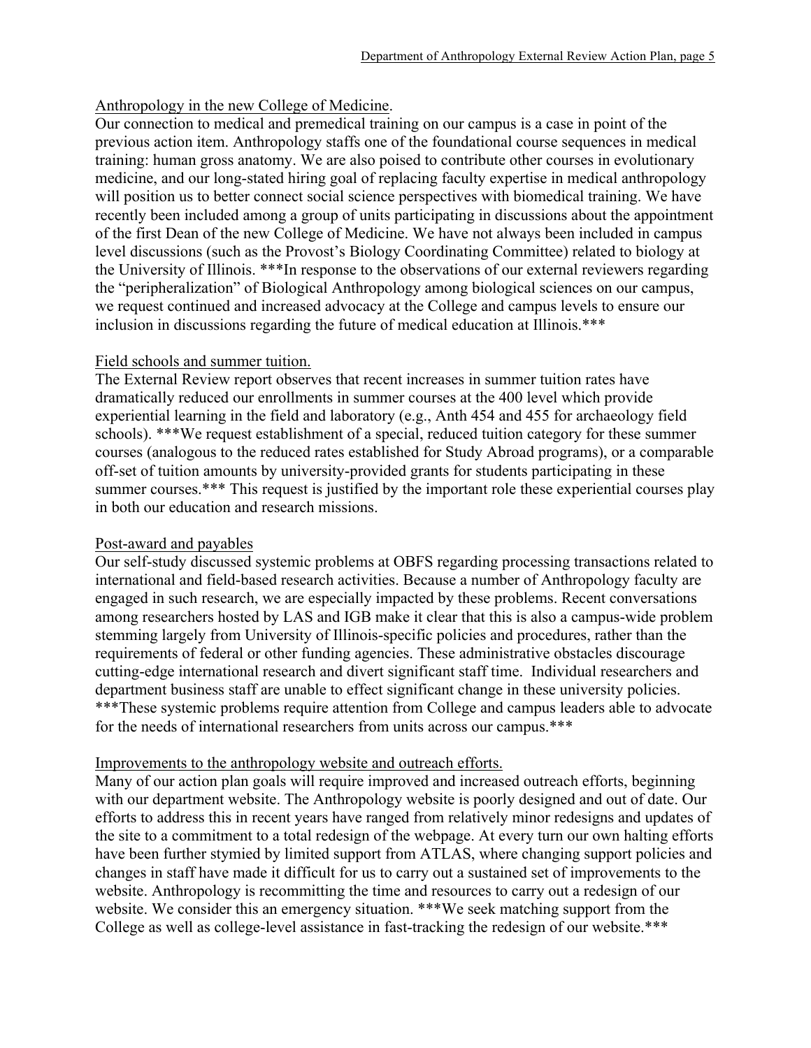Anthropology in the new College of Medicine.

Our connection to medical and premedical training on our campus is a case in point of the previous action item. Anthropology staffs one of the foundational course sequences in medical training: human gross anatomy. We are also poised to contribute other courses in evolutionary medicine, and our long-stated hiring goal of replacing faculty expertise in medical anthropology will position us to better connect social science perspectives with biomedical training. We have recently been included among a group of units participating in discussions about the appointment of the first Dean of the new College of Medicine. We have not always been included in campus level discussions (such as the Provost's Biology Coordinating Committee) related to biology at the University of Illinois. ***In response to the observations of our external reviewers regarding the "peripheralization" of Biological Anthropology among biological sciences on our campus, we request continued and increased advocacy at the College and campus levels to ensure our inclusion in discussions regarding the future of medical education at Illinois.***

Field schools and summer tuition.

The External Review report observes that recent increases in summer tuition rates have dramatically reduced our enrollments in summer courses at the 400 level which provide experiential learning in the field and laboratory (e.g., Anth 454 and 455 for archaeology field schools). ***We request establishment of a special, reduced tuition category for these summer courses (analogous to the reduced rates established for Study Abroad programs), or a comparable off-set of tuition amounts by university-provided grants for students participating in these summer courses.*** This request is justified by the important role these experiential courses play in both our education and research missions.

Post-award and payables

Our self-study discussed systemic problems at OBFS regarding processing transactions related to international and field-based research activities. Because a number of Anthropology faculty are engaged in such research, we are especially impacted by these problems. Recent conversations among researchers hosted by LAS and IGB make it clear that this is also a campus-wide problem stemming largely from University of Illinois-specific policies and procedures, rather than the requirements of federal or other funding agencies. These administrative obstacles discourage cutting-edge international research and divert significant staff time. Individual researchers and department business staff are unable to effect significant change in these university policies. ***These systemic problems require attention from College and campus leaders able to advocate for the needs of international researchers from units across our campus.***

Improvements to the anthropology website and outreach efforts.

Many of our action plan goals will require improved and increased outreach efforts, beginning with our department website. The Anthropology website is poorly designed and out of date. Our efforts to address this in recent years have ranged from relatively minor redesigns and updates of the site to a commitment to a total redesign of the webpage. At every turn our own halting efforts have been further stymied by limited support from ATLAS, where changing support policies and changes in staff have made it difficult for us to carry out a sustained set of improvements to the website. Anthropology is recommitting the time and resources to carry out a redesign of our website. We consider this an emergency situation. ***We seek matching support from the College as well as college-level assistance in fast-tracking the redesign of our website.***